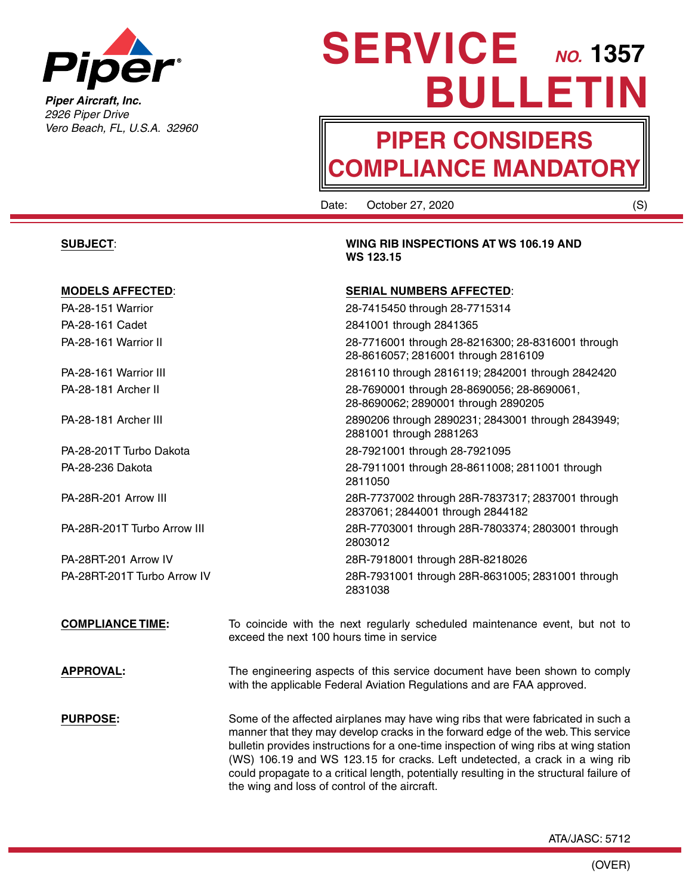Piper Aircraft, Inc.
*2926 Piper Drive*
*Vero Beach, FL, U.S.A. 32960*

# SERVICE BULLETIN *NO.* 1357

## PIPER CONSIDERS COMPLIANCE MANDATORY

Date: October 27, 2020 (S)

**SUBJECT**: **WING RIB INSPECTIONS AT WS 106.19 AND WS 123.15**

| **MODELS AFFECTED**: | **SERIAL NUMBERS AFFECTED**: |
|---|---|
| PA-28-151 Warrior | 28-7415450 through 28-7715314 |
| PA-28-161 Cadet | 2841001 through 2841365 |
| PA-28-161 Warrior II | 28-7716001 through 28-8216300; 28-8316001 through 28-8616057; 2816001 through 2816109 |
| PA-28-161 Warrior III | 2816110 through 2816119; 2842001 through 2842420 |
| PA-28-181 Archer II | 28-7690001 through 28-8690056; 28-8690061, 28-8690062; 2890001 through 2890205 |
| PA-28-181 Archer III | 2890206 through 2890231; 2843001 through 2843949; 2881001 through 2881263 |
| PA-28-201T Turbo Dakota | 28-7921001 through 28-7921095 |
| PA-28-236 Dakota | 28-7911001 through 28-8611008; 2811001 through 2811050 |
| PA-28R-201 Arrow III | 28R-7737002 through 28R-7837317; 2837001 through 2837061; 2844001 through 2844182 |
| PA-28R-201T Turbo Arrow III | 28R-7703001 through 28R-7803374; 2803001 through 2803012 |
| PA-28RT-201 Arrow IV | 28R-7918001 through 28R-8218026 |
| PA-28RT-201T Turbo Arrow IV | 28R-7931001 through 28R-8631005; 2831001 through 2831038 |

**COMPLIANCE TIME:** To coincide with the next regularly scheduled maintenance event, but not to exceed the next 100 hours time in service

**APPROVAL:** The engineering aspects of this service document have been shown to comply with the applicable Federal Aviation Regulations and are FAA approved.

**PURPOSE:** Some of the affected airplanes may have wing ribs that were fabricated in such a manner that they may develop cracks in the forward edge of the web. This service bulletin provides instructions for a one-time inspection of wing ribs at wing station (WS) 106.19 and WS 123.15 for cracks. Left undetected, a crack in a wing rib could propagate to a critical length, potentially resulting in the structural failure of the wing and loss of control of the aircraft.

ATA/JASC: 5712

(OVER)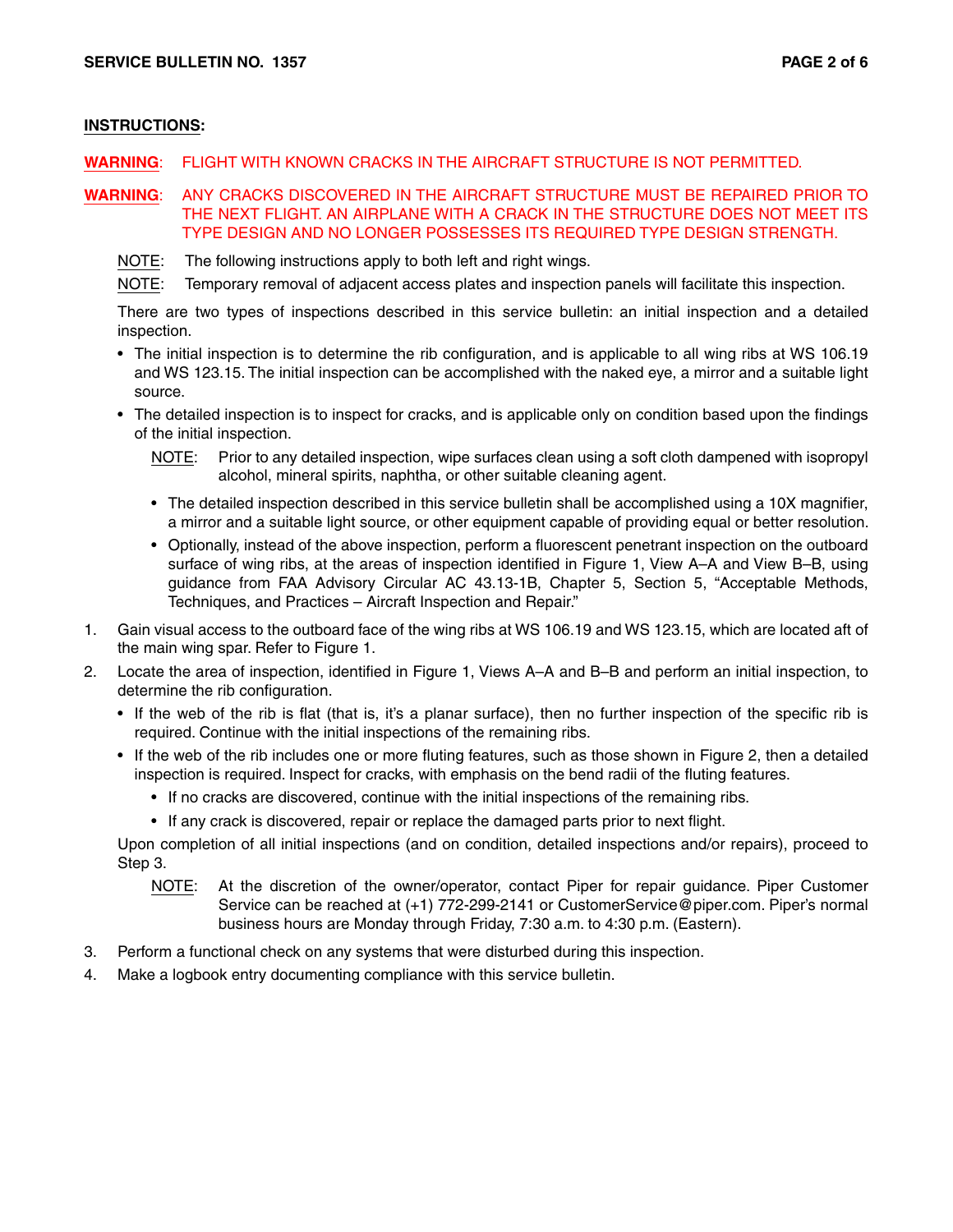**INSTRUCTIONS:**

**WARNING**: FLIGHT WITH KNOWN CRACKS IN THE AIRCRAFT STRUCTURE IS NOT PERMITTED.

**WARNING**: ANY CRACKS DISCOVERED IN THE AIRCRAFT STRUCTURE MUST BE REPAIRED PRIOR TO THE NEXT FLIGHT. AN AIRPLANE WITH A CRACK IN THE STRUCTURE DOES NOT MEET ITS TYPE DESIGN AND NO LONGER POSSESSES ITS REQUIRED TYPE DESIGN STRENGTH.

NOTE: The following instructions apply to both left and right wings.

NOTE: Temporary removal of adjacent access plates and inspection panels will facilitate this inspection.

There are two types of inspections described in this service bulletin: an initial inspection and a detailed inspection.

- The initial inspection is to determine the rib configuration, and is applicable to all wing ribs at WS 106.19 and WS 123.15. The initial inspection can be accomplished with the naked eye, a mirror and a suitable light source.
- The detailed inspection is to inspect for cracks, and is applicable only on condition based upon the findings of the initial inspection.

  NOTE: Prior to any detailed inspection, wipe surfaces clean using a soft cloth dampened with isopropyl alcohol, mineral spirits, naphtha, or other suitable cleaning agent.

  - The detailed inspection described in this service bulletin shall be accomplished using a 10X magnifier, a mirror and a suitable light source, or other equipment capable of providing equal or better resolution.
  - Optionally, instead of the above inspection, perform a fluorescent penetrant inspection on the outboard surface of wing ribs, at the areas of inspection identified in Figure 1, View A–A and View B–B, using guidance from FAA Advisory Circular AC 43.13-1B, Chapter 5, Section 5, "Acceptable Methods, Techniques, and Practices – Aircraft Inspection and Repair."

1. Gain visual access to the outboard face of the wing ribs at WS 106.19 and WS 123.15, which are located aft of the main wing spar. Refer to Figure 1.
2. Locate the area of inspection, identified in Figure 1, Views A–A and B–B and perform an initial inspection, to determine the rib configuration.
   - If the web of the rib is flat (that is, it's a planar surface), then no further inspection of the specific rib is required. Continue with the initial inspections of the remaining ribs.
   - If the web of the rib includes one or more fluting features, such as those shown in Figure 2, then a detailed inspection is required. Inspect for cracks, with emphasis on the bend radii of the fluting features.
     - If no cracks are discovered, continue with the initial inspections of the remaining ribs.
     - If any crack is discovered, repair or replace the damaged parts prior to next flight.

   Upon completion of all initial inspections (and on condition, detailed inspections and/or repairs), proceed to Step 3.

   NOTE: At the discretion of the owner/operator, contact Piper for repair guidance. Piper Customer Service can be reached at (+1) 772-299-2141 or CustomerService@piper.com. Piper's normal business hours are Monday through Friday, 7:30 a.m. to 4:30 p.m. (Eastern).
3. Perform a functional check on any systems that were disturbed during this inspection.
4. Make a logbook entry documenting compliance with this service bulletin.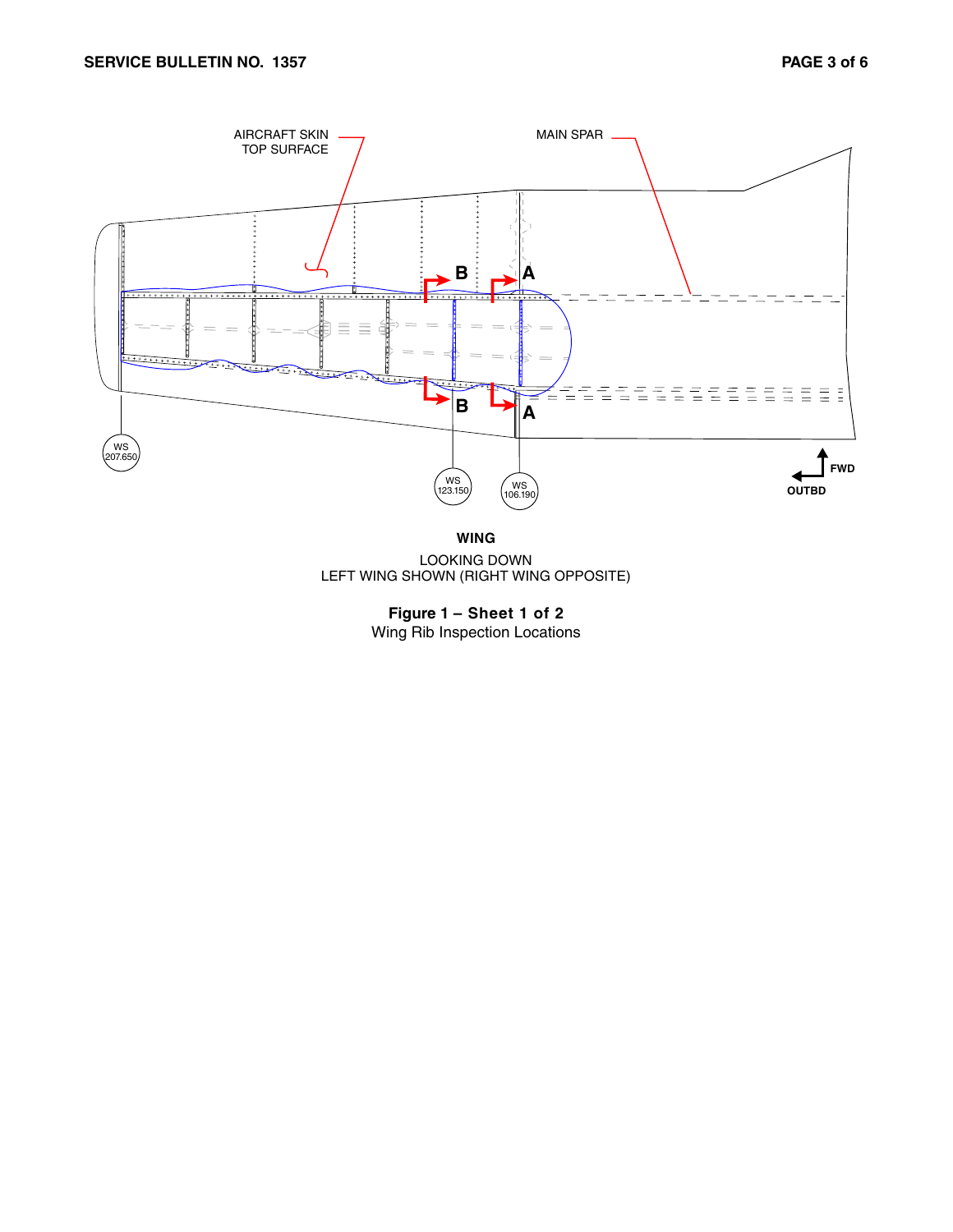AIRCRAFT SKIN TOP SURFACE

MAIN SPAR

B

A

B

A

WS 207.650

WS 123.150

WS 106.190

FWD

OUTBD

**WING**

LOOKING DOWN
LEFT WING SHOWN (RIGHT WING OPPOSITE)

**Figure 1 – Sheet 1 of 2**
Wing Rib Inspection Locations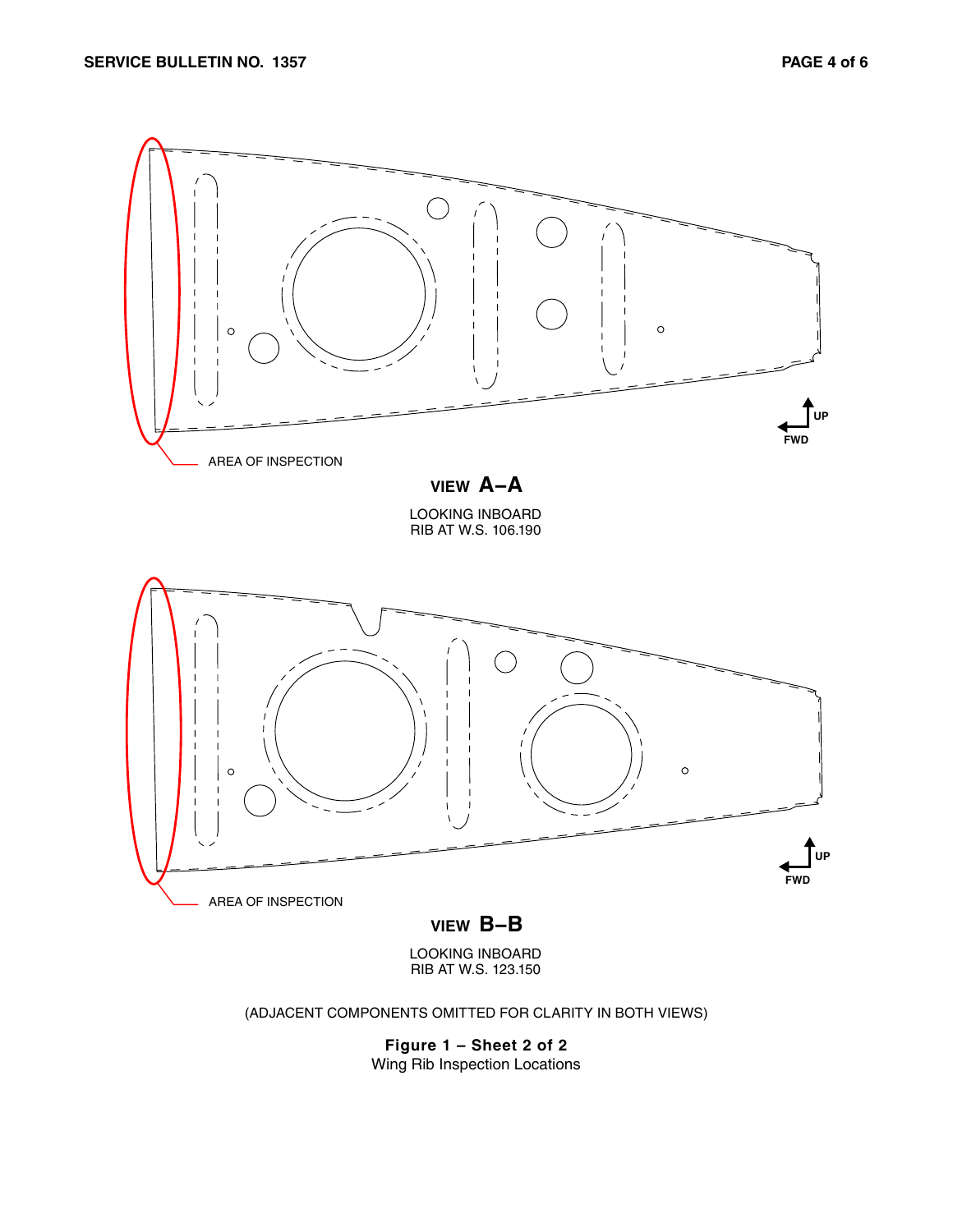AREA OF INSPECTION

UP

FWD

**VIEW A–A**

LOOKING INBOARD
RIB AT W.S. 106.190

AREA OF INSPECTION

UP

FWD

**VIEW B–B**

LOOKING INBOARD
RIB AT W.S. 123.150

(ADJACENT COMPONENTS OMITTED FOR CLARITY IN BOTH VIEWS)

**Figure 1 – Sheet 2 of 2**
Wing Rib Inspection Locations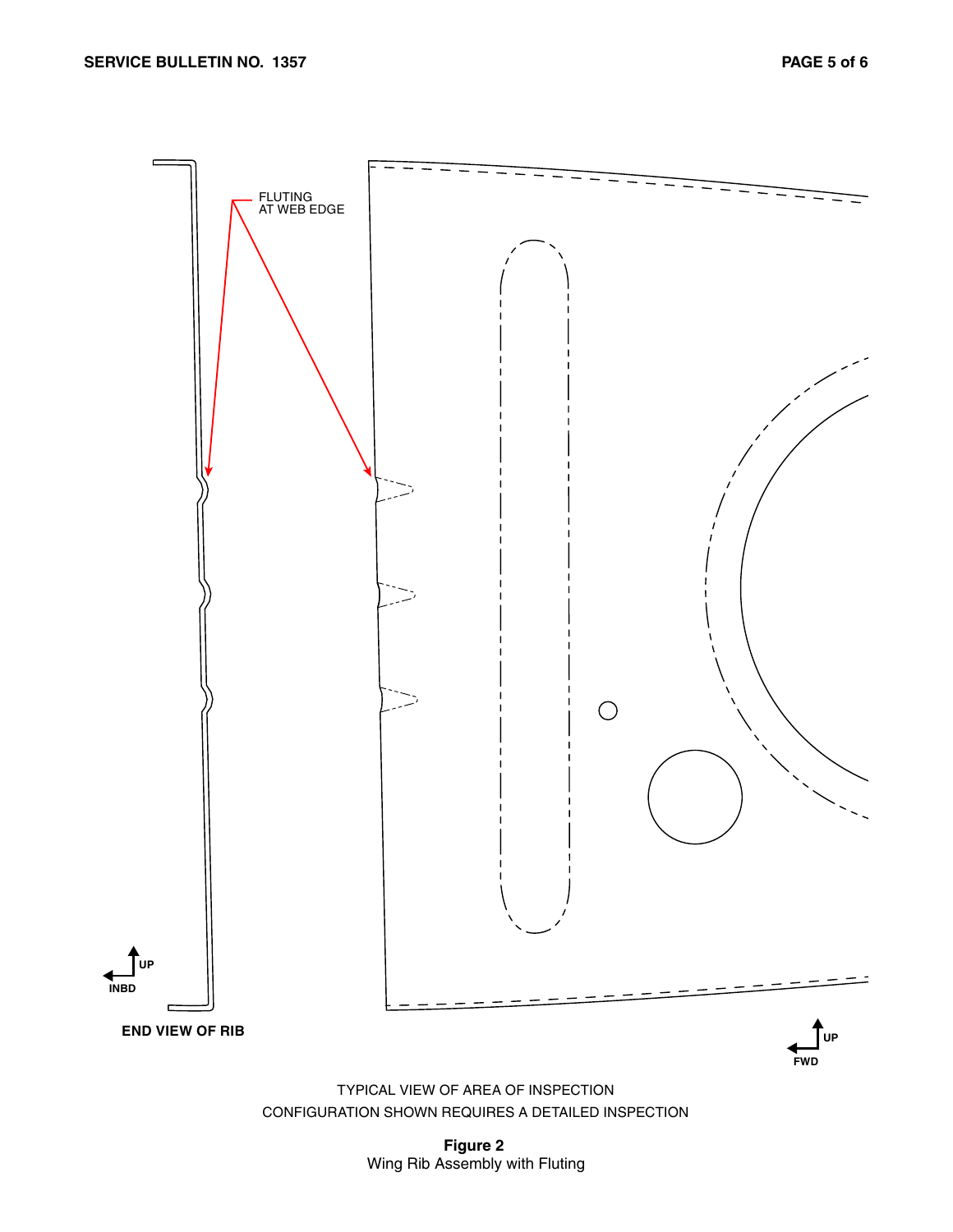TYPICAL VIEW OF AREA OF INSPECTION
CONFIGURATION SHOWN REQUIRES A DETAILED INSPECTION

**Figure 2**
Wing Rib Assembly with Fluting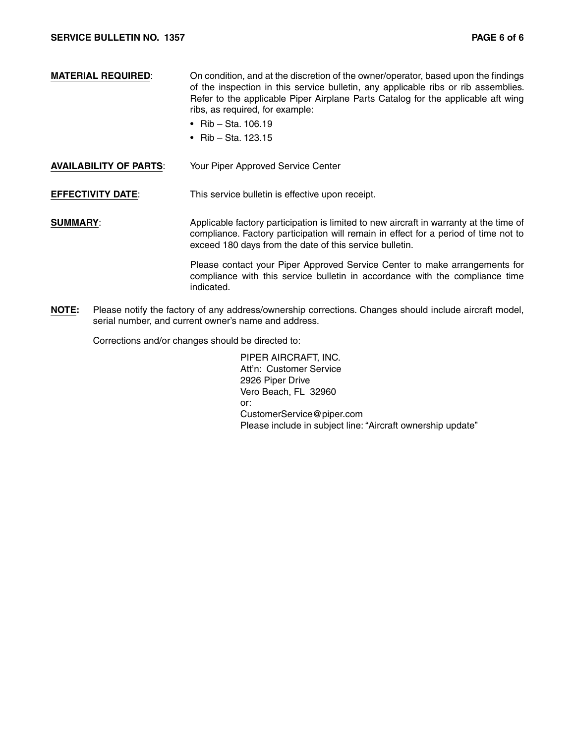**MATERIAL REQUIRED**: On condition, and at the discretion of the owner/operator, based upon the findings of the inspection in this service bulletin, any applicable ribs or rib assemblies. Refer to the applicable Piper Airplane Parts Catalog for the applicable aft wing ribs, as required, for example:

- Rib – Sta. 106.19
- Rib – Sta. 123.15

**AVAILABILITY OF PARTS**: Your Piper Approved Service Center

**EFFECTIVITY DATE**: This service bulletin is effective upon receipt.

**SUMMARY**: Applicable factory participation is limited to new aircraft in warranty at the time of compliance. Factory participation will remain in effect for a period of time not to exceed 180 days from the date of this service bulletin.

Please contact your Piper Approved Service Center to make arrangements for compliance with this service bulletin in accordance with the compliance time indicated.

**NOTE:** Please notify the factory of any address/ownership corrections. Changes should include aircraft model, serial number, and current owner's name and address.

Corrections and/or changes should be directed to:

PIPER AIRCRAFT, INC.
Att'n: Customer Service
2926 Piper Drive
Vero Beach, FL 32960
or:
CustomerService@piper.com
Please include in subject line: "Aircraft ownership update"